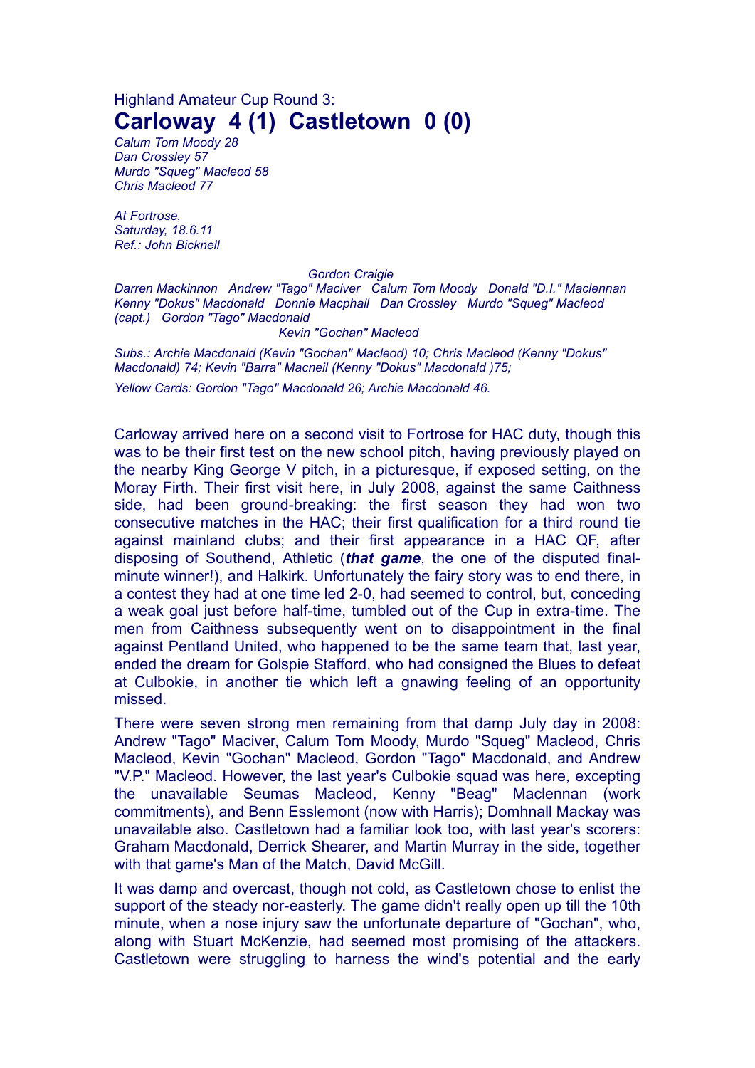Highland Amateur Cup Round 3:

# Carloway 4 (1) Castletown 0 (0)

*Calum Tom Moody 28*
*Dan Crossley 57*
*Murdo "Squeg" Macleod 58*
*Chris Macleod 77*

*At Fortrose,*
*Saturday, 18.6.11*
*Ref.: John Bicknell*

*Gordon Craigie*
*Darren Mackinnon Andrew "Tago" Maciver Calum Tom Moody Donald "D.I." Maclennan*
*Kenny "Dokus" Macdonald Donnie Macphail Dan Crossley Murdo "Squeg" Macleod (capt.) Gordon "Tago" Macdonald*
*Kevin "Gochan" Macleod*

*Subs.: Archie Macdonald (Kevin "Gochan" Macleod) 10; Chris Macleod (Kenny "Dokus" Macdonald) 74; Kevin "Barra" Macneil (Kenny "Dokus" Macdonald )75;*

*Yellow Cards: Gordon "Tago" Macdonald 26; Archie Macdonald 46.*

Carloway arrived here on a second visit to Fortrose for HAC duty, though this was to be their first test on the new school pitch, having previously played on the nearby King George V pitch, in a picturesque, if exposed setting, on the Moray Firth. Their first visit here, in July 2008, against the same Caithness side, had been ground-breaking: the first season they had won two consecutive matches in the HAC; their first qualification for a third round tie against mainland clubs; and their first appearance in a HAC QF, after disposing of Southend, Athletic (***that game***, the one of the disputed final-minute winner!), and Halkirk. Unfortunately the fairy story was to end there, in a contest they had at one time led 2-0, had seemed to control, but, conceding a weak goal just before half-time, tumbled out of the Cup in extra-time. The men from Caithness subsequently went on to disappointment in the final against Pentland United, who happened to be the same team that, last year, ended the dream for Golspie Stafford, who had consigned the Blues to defeat at Culbokie, in another tie which left a gnawing feeling of an opportunity missed.

There were seven strong men remaining from that damp July day in 2008: Andrew "Tago" Maciver, Calum Tom Moody, Murdo "Squeg" Macleod, Chris Macleod, Kevin "Gochan" Macleod, Gordon "Tago" Macdonald, and Andrew "V.P." Macleod. However, the last year's Culbokie squad was here, excepting the unavailable Seumas Macleod, Kenny "Beag" Maclennan (work commitments), and Benn Esslemont (now with Harris); Domhnall Mackay was unavailable also. Castletown had a familiar look too, with last year's scorers: Graham Macdonald, Derrick Shearer, and Martin Murray in the side, together with that game's Man of the Match, David McGill.

It was damp and overcast, though not cold, as Castletown chose to enlist the support of the steady nor-easterly. The game didn't really open up till the 10th minute, when a nose injury saw the unfortunate departure of "Gochan", who, along with Stuart McKenzie, had seemed most promising of the attackers. Castletown were struggling to harness the wind's potential and the early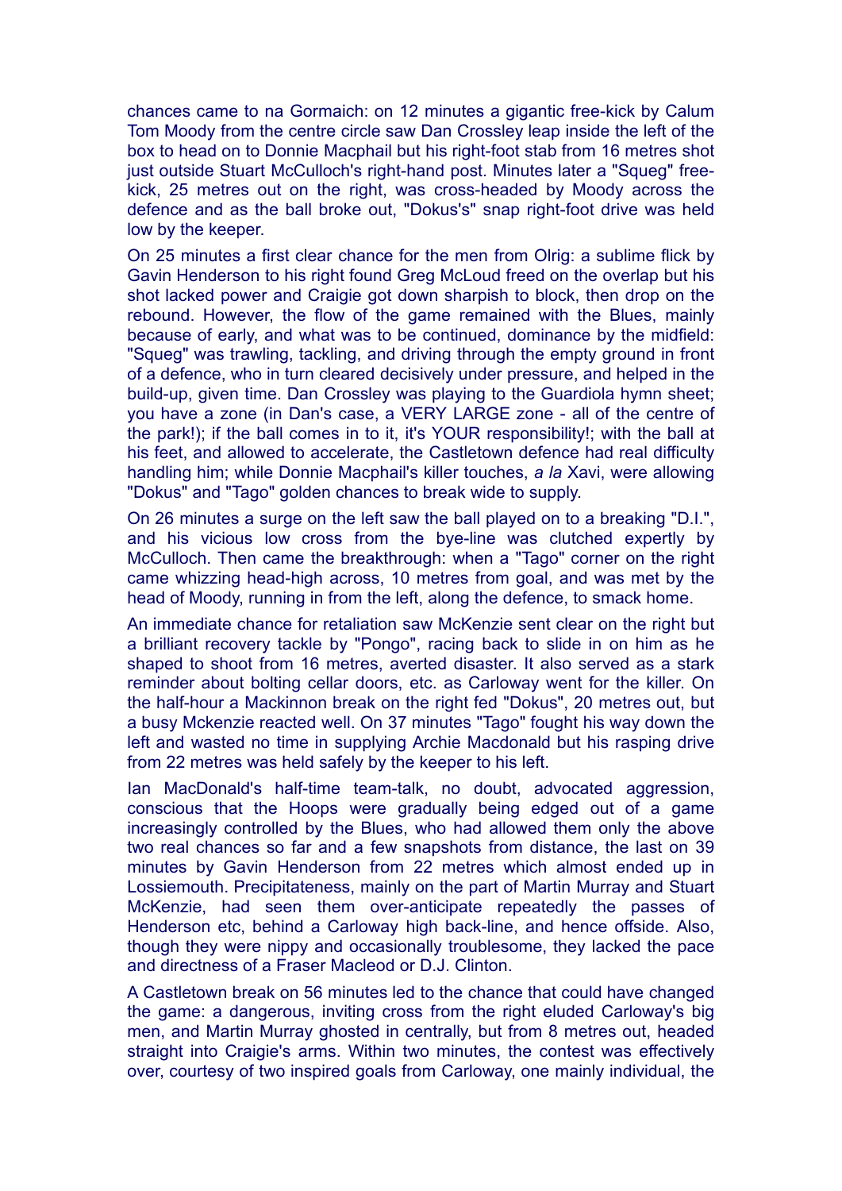chances came to na Gormaich: on 12 minutes a gigantic free-kick by Calum Tom Moody from the centre circle saw Dan Crossley leap inside the left of the box to head on to Donnie Macphail but his right-foot stab from 16 metres shot just outside Stuart McCulloch's right-hand post. Minutes later a "Squeg" free-kick, 25 metres out on the right, was cross-headed by Moody across the defence and as the ball broke out, "Dokus's" snap right-foot drive was held low by the keeper.

On 25 minutes a first clear chance for the men from Olrig: a sublime flick by Gavin Henderson to his right found Greg McLoud freed on the overlap but his shot lacked power and Craigie got down sharpish to block, then drop on the rebound. However, the flow of the game remained with the Blues, mainly because of early, and what was to be continued, dominance by the midfield: "Squeg" was trawling, tackling, and driving through the empty ground in front of a defence, who in turn cleared decisively under pressure, and helped in the build-up, given time. Dan Crossley was playing to the Guardiola hymn sheet; you have a zone (in Dan's case, a VERY LARGE zone - all of the centre of the park!); if the ball comes in to it, it's YOUR responsibility!; with the ball at his feet, and allowed to accelerate, the Castletown defence had real difficulty handling him; while Donnie Macphail's killer touches, *a la* Xavi, were allowing "Dokus" and "Tago" golden chances to break wide to supply.

On 26 minutes a surge on the left saw the ball played on to a breaking "D.I.", and his vicious low cross from the bye-line was clutched expertly by McCulloch. Then came the breakthrough: when a "Tago" corner on the right came whizzing head-high across, 10 metres from goal, and was met by the head of Moody, running in from the left, along the defence, to smack home.

An immediate chance for retaliation saw McKenzie sent clear on the right but a brilliant recovery tackle by "Pongo", racing back to slide in on him as he shaped to shoot from 16 metres, averted disaster. It also served as a stark reminder about bolting cellar doors, etc. as Carloway went for the killer. On the half-hour a Mackinnon break on the right fed "Dokus", 20 metres out, but a busy Mckenzie reacted well. On 37 minutes "Tago" fought his way down the left and wasted no time in supplying Archie Macdonald but his rasping drive from 22 metres was held safely by the keeper to his left.

Ian MacDonald's half-time team-talk, no doubt, advocated aggression, conscious that the Hoops were gradually being edged out of a game increasingly controlled by the Blues, who had allowed them only the above two real chances so far and a few snapshots from distance, the last on 39 minutes by Gavin Henderson from 22 metres which almost ended up in Lossiemouth. Precipitateness, mainly on the part of Martin Murray and Stuart McKenzie, had seen them over-anticipate repeatedly the passes of Henderson etc, behind a Carloway high back-line, and hence offside. Also, though they were nippy and occasionally troublesome, they lacked the pace and directness of a Fraser Macleod or D.J. Clinton.

A Castletown break on 56 minutes led to the chance that could have changed the game: a dangerous, inviting cross from the right eluded Carloway's big men, and Martin Murray ghosted in centrally, but from 8 metres out, headed straight into Craigie's arms. Within two minutes, the contest was effectively over, courtesy of two inspired goals from Carloway, one mainly individual, the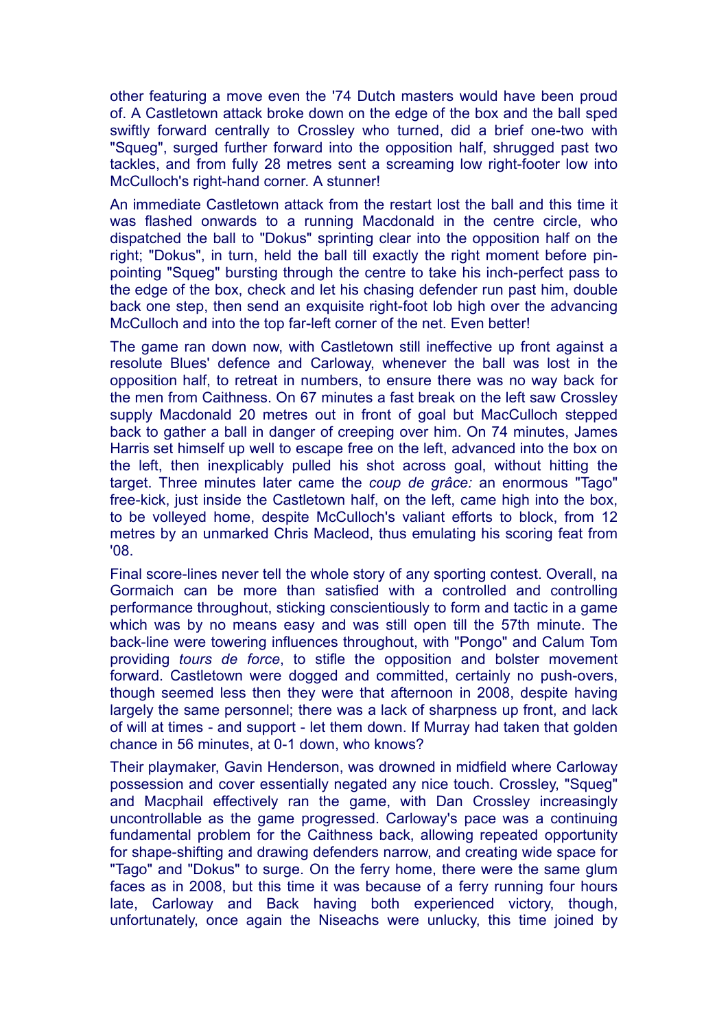other featuring a move even the '74 Dutch masters would have been proud of. A Castletown attack broke down on the edge of the box and the ball sped swiftly forward centrally to Crossley who turned, did a brief one-two with "Squeg", surged further forward into the opposition half, shrugged past two tackles, and from fully 28 metres sent a screaming low right-footer low into McCulloch's right-hand corner. A stunner!

An immediate Castletown attack from the restart lost the ball and this time it was flashed onwards to a running Macdonald in the centre circle, who dispatched the ball to "Dokus" sprinting clear into the opposition half on the right; "Dokus", in turn, held the ball till exactly the right moment before pin-pointing "Squeg" bursting through the centre to take his inch-perfect pass to the edge of the box, check and let his chasing defender run past him, double back one step, then send an exquisite right-foot lob high over the advancing McCulloch and into the top far-left corner of the net. Even better!

The game ran down now, with Castletown still ineffective up front against a resolute Blues' defence and Carloway, whenever the ball was lost in the opposition half, to retreat in numbers, to ensure there was no way back for the men from Caithness. On 67 minutes a fast break on the left saw Crossley supply Macdonald 20 metres out in front of goal but MacCulloch stepped back to gather a ball in danger of creeping over him. On 74 minutes, James Harris set himself up well to escape free on the left, advanced into the box on the left, then inexplicably pulled his shot across goal, without hitting the target. Three minutes later came the *coup de grâce:* an enormous "Tago" free-kick, just inside the Castletown half, on the left, came high into the box, to be volleyed home, despite McCulloch's valiant efforts to block, from 12 metres by an unmarked Chris Macleod, thus emulating his scoring feat from '08.

Final score-lines never tell the whole story of any sporting contest. Overall, na Gormaich can be more than satisfied with a controlled and controlling performance throughout, sticking conscientiously to form and tactic in a game which was by no means easy and was still open till the 57th minute. The back-line were towering influences throughout, with "Pongo" and Calum Tom providing *tours de force*, to stifle the opposition and bolster movement forward. Castletown were dogged and committed, certainly no push-overs, though seemed less then they were that afternoon in 2008, despite having largely the same personnel; there was a lack of sharpness up front, and lack of will at times - and support - let them down. If Murray had taken that golden chance in 56 minutes, at 0-1 down, who knows?

Their playmaker, Gavin Henderson, was drowned in midfield where Carloway possession and cover essentially negated any nice touch. Crossley, "Squeg" and Macphail effectively ran the game, with Dan Crossley increasingly uncontrollable as the game progressed. Carloway's pace was a continuing fundamental problem for the Caithness back, allowing repeated opportunity for shape-shifting and drawing defenders narrow, and creating wide space for "Tago" and "Dokus" to surge. On the ferry home, there were the same glum faces as in 2008, but this time it was because of a ferry running four hours late, Carloway and Back having both experienced victory, though, unfortunately, once again the Niseachs were unlucky, this time joined by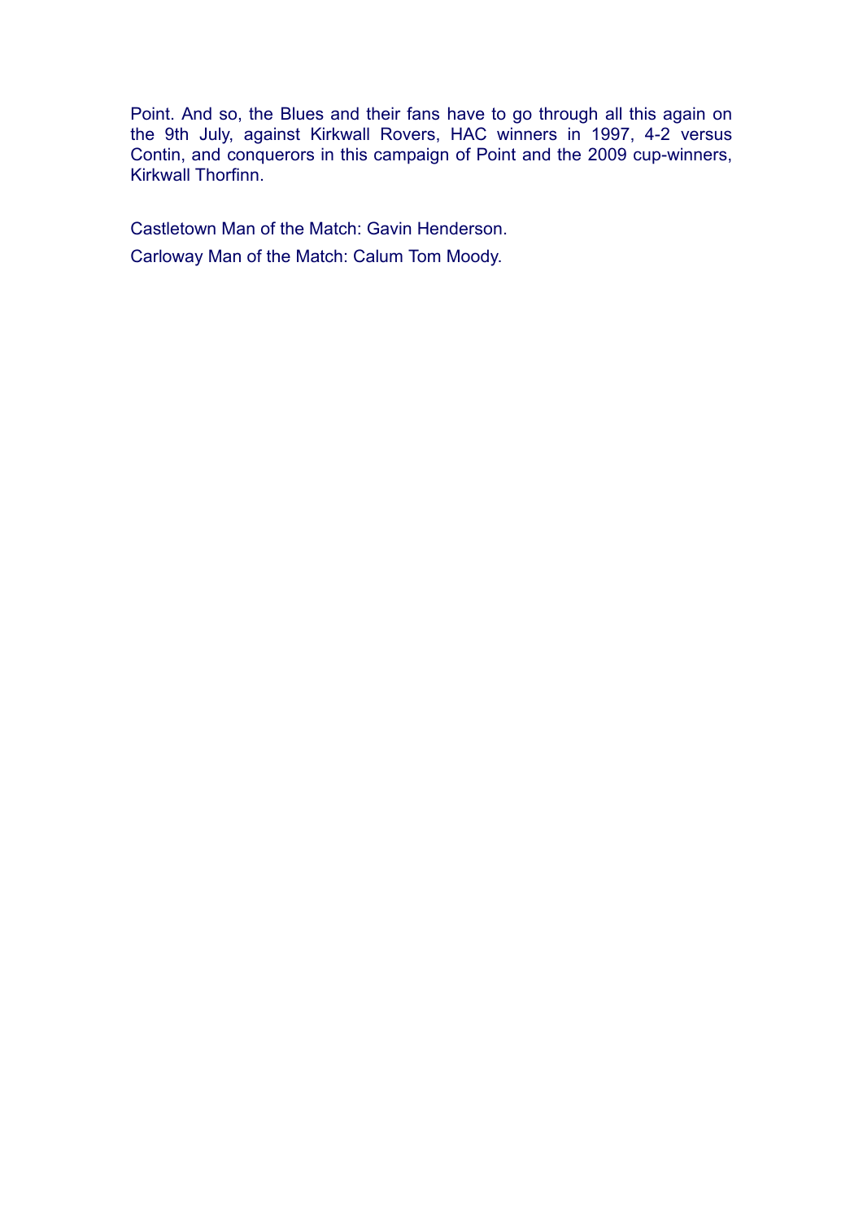Point. And so, the Blues and their fans have to go through all this again on the 9th July, against Kirkwall Rovers, HAC winners in 1997, 4-2 versus Contin, and conquerors in this campaign of Point and the 2009 cup-winners, Kirkwall Thorfinn.

Castletown Man of the Match: Gavin Henderson.

Carloway Man of the Match: Calum Tom Moody.